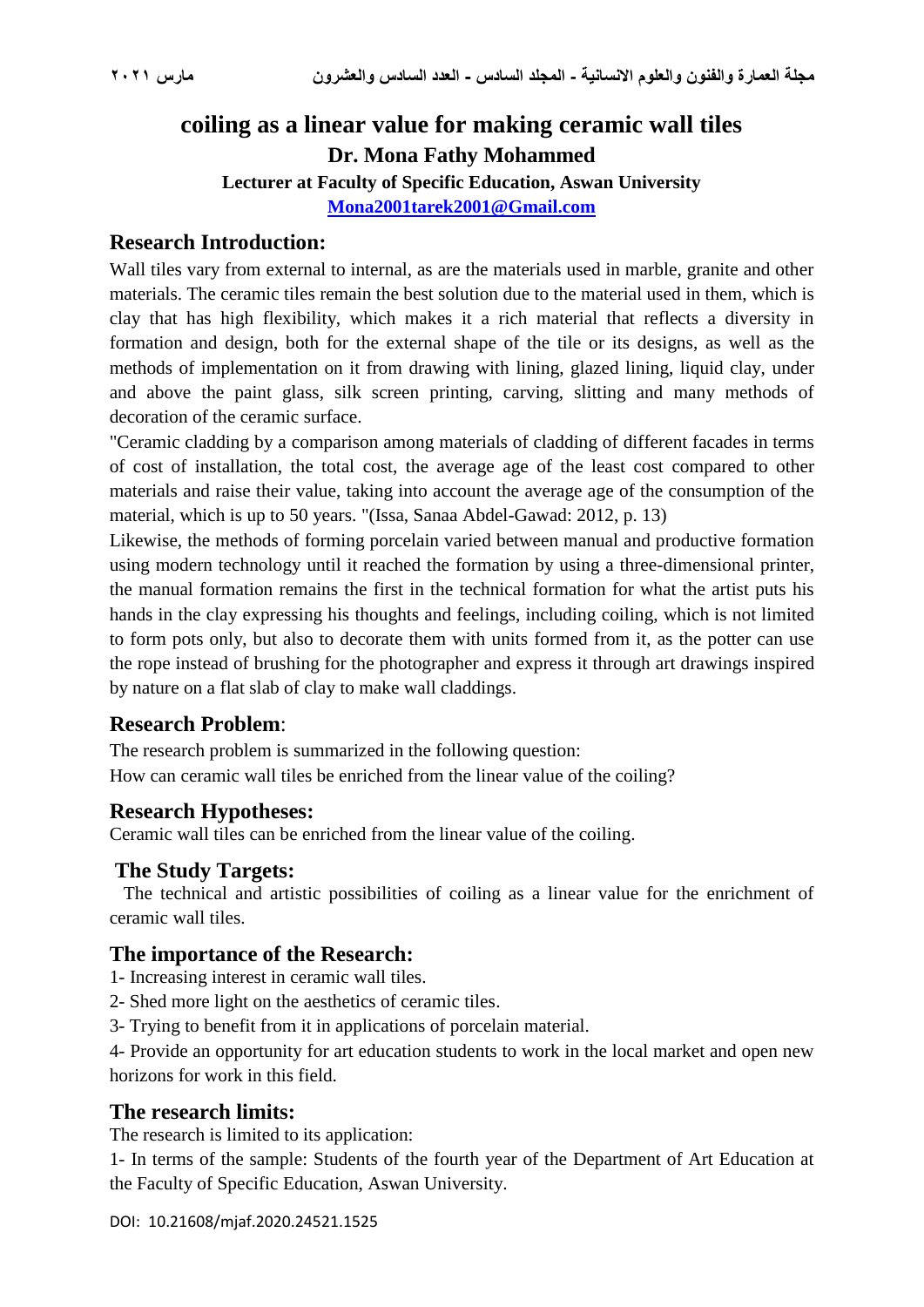# coiling as a linear value for making ceramic wall tiles

**Dr. Mona Fathy Mohammed**

**Lecturer at Faculty of Specific Education, Aswan University**

**Mona2001tarek2001@Gmail.com**

## Research Introduction:

Wall tiles vary from external to internal, as are the materials used in marble, granite and other materials. The ceramic tiles remain the best solution due to the material used in them, which is clay that has high flexibility, which makes it a rich material that reflects a diversity in formation and design, both for the external shape of the tile or its designs, as well as the methods of implementation on it from drawing with lining, glazed lining, liquid clay, under and above the paint glass, silk screen printing, carving, slitting and many methods of decoration of the ceramic surface.

"Ceramic cladding by a comparison among materials of cladding of different facades in terms of cost of installation, the total cost, the average age of the least cost compared to other materials and raise their value, taking into account the average age of the consumption of the material, which is up to 50 years. "(Issa, Sanaa Abdel-Gawad: 2012, p. 13)

Likewise, the methods of forming porcelain varied between manual and productive formation using modern technology until it reached the formation by using a three-dimensional printer, the manual formation remains the first in the technical formation for what the artist puts his hands in the clay expressing his thoughts and feelings, including coiling, which is not limited to form pots only, but also to decorate them with units formed from it, as the potter can use the rope instead of brushing for the photographer and express it through art drawings inspired by nature on a flat slab of clay to make wall claddings.

## Research Problem:

The research problem is summarized in the following question:

How can ceramic wall tiles be enriched from the linear value of the coiling?

## Research Hypotheses:

Ceramic wall tiles can be enriched from the linear value of the coiling.

## The Study Targets:

The technical and artistic possibilities of coiling as a linear value for the enrichment of ceramic wall tiles.

## The importance of the Research:

1- Increasing interest in ceramic wall tiles.

2- Shed more light on the aesthetics of ceramic tiles.

3- Trying to benefit from it in applications of porcelain material.

4- Provide an opportunity for art education students to work in the local market and open new horizons for work in this field.

## The research limits:

The research is limited to its application:

1- In terms of the sample: Students of the fourth year of the Department of Art Education at the Faculty of Specific Education, Aswan University.

DOI: 10.21608/mjaf.2020.24521.1525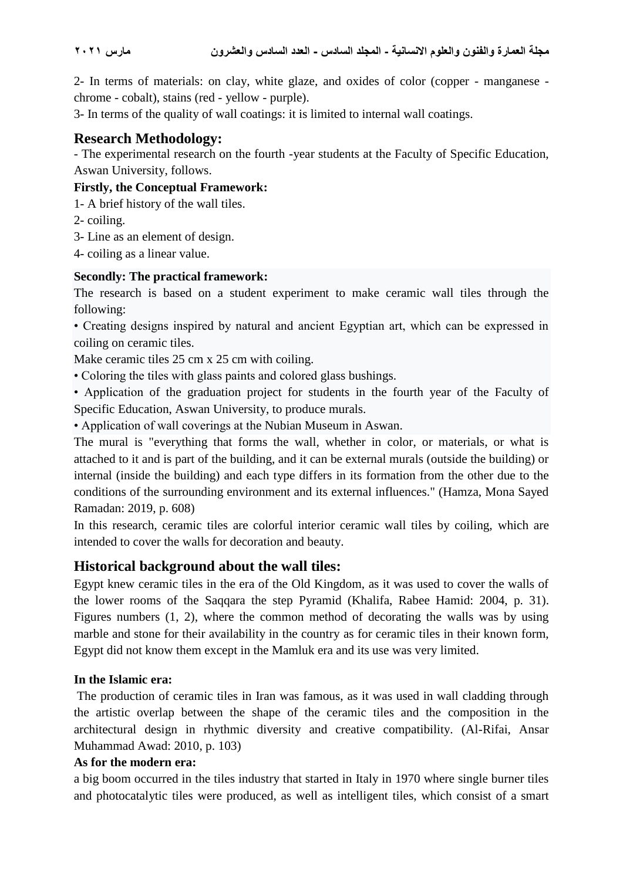2- In terms of materials: on clay, white glaze, and oxides of color (copper - manganese - chrome - cobalt), stains (red - yellow - purple).

3- In terms of the quality of wall coatings: it is limited to internal wall coatings.

## Research Methodology:

- The experimental research on the fourth -year students at the Faculty of Specific Education, Aswan University, follows.

**Firstly, the Conceptual Framework:**

1- A brief history of the wall tiles.

2- coiling.

3- Line as an element of design.

4- coiling as a linear value.

**Secondly: The practical framework:**

The research is based on a student experiment to make ceramic wall tiles through the following:

• Creating designs inspired by natural and ancient Egyptian art, which can be expressed in coiling on ceramic tiles.

Make ceramic tiles 25 cm x 25 cm with coiling.

• Coloring the tiles with glass paints and colored glass bushings.

• Application of the graduation project for students in the fourth year of the Faculty of Specific Education, Aswan University, to produce murals.

• Application of wall coverings at the Nubian Museum in Aswan.

The mural is "everything that forms the wall, whether in color, or materials, or what is attached to it and is part of the building, and it can be external murals (outside the building) or internal (inside the building) and each type differs in its formation from the other due to the conditions of the surrounding environment and its external influences." (Hamza, Mona Sayed Ramadan: 2019, p. 608)

In this research, ceramic tiles are colorful interior ceramic wall tiles by coiling, which are intended to cover the walls for decoration and beauty.

## Historical background about the wall tiles:

Egypt knew ceramic tiles in the era of the Old Kingdom, as it was used to cover the walls of the lower rooms of the Saqqara the step Pyramid (Khalifa, Rabee Hamid: 2004, p. 31). Figures numbers (1, 2), where the common method of decorating the walls was by using marble and stone for their availability in the country as for ceramic tiles in their known form, Egypt did not know them except in the Mamluk era and its use was very limited.

**In the Islamic era:**

The production of ceramic tiles in Iran was famous, as it was used in wall cladding through the artistic overlap between the shape of the ceramic tiles and the composition in the architectural design in rhythmic diversity and creative compatibility. (Al-Rifai, Ansar Muhammad Awad: 2010, p. 103)

**As for the modern era:**

a big boom occurred in the tiles industry that started in Italy in 1970 where single burner tiles and photocatalytic tiles were produced, as well as intelligent tiles, which consist of a smart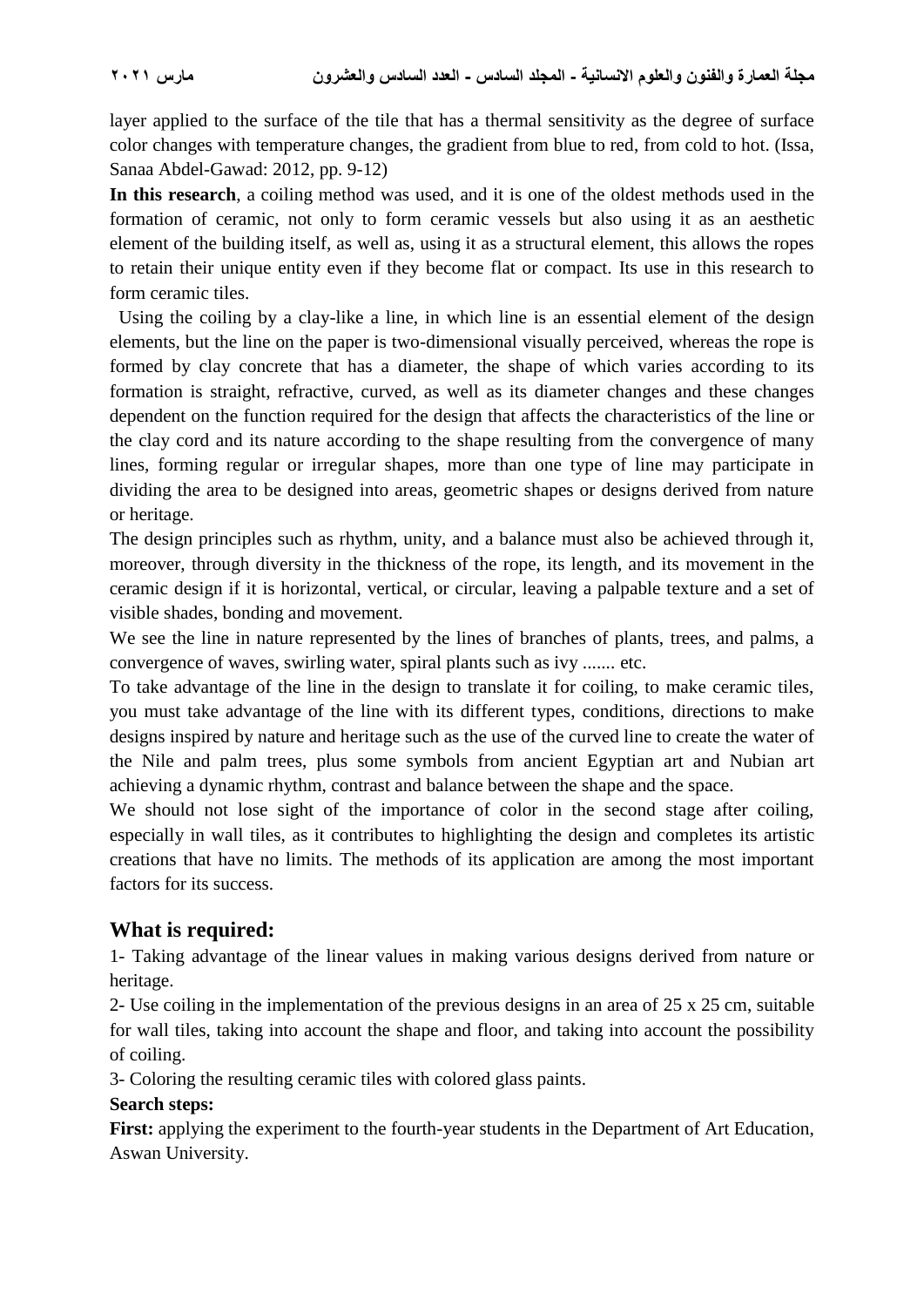layer applied to the surface of the tile that has a thermal sensitivity as the degree of surface color changes with temperature changes, the gradient from blue to red, from cold to hot. (Issa, Sanaa Abdel-Gawad: 2012, pp. 9-12)

**In this research**, a coiling method was used, and it is one of the oldest methods used in the formation of ceramic, not only to form ceramic vessels but also using it as an aesthetic element of the building itself, as well as, using it as a structural element, this allows the ropes to retain their unique entity even if they become flat or compact. Its use in this research to form ceramic tiles.

Using the coiling by a clay-like a line, in which line is an essential element of the design elements, but the line on the paper is two-dimensional visually perceived, whereas the rope is formed by clay concrete that has a diameter, the shape of which varies according to its formation is straight, refractive, curved, as well as its diameter changes and these changes dependent on the function required for the design that affects the characteristics of the line or the clay cord and its nature according to the shape resulting from the convergence of many lines, forming regular or irregular shapes, more than one type of line may participate in dividing the area to be designed into areas, geometric shapes or designs derived from nature or heritage.

The design principles such as rhythm, unity, and a balance must also be achieved through it, moreover, through diversity in the thickness of the rope, its length, and its movement in the ceramic design if it is horizontal, vertical, or circular, leaving a palpable texture and a set of visible shades, bonding and movement.

We see the line in nature represented by the lines of branches of plants, trees, and palms, a convergence of waves, swirling water, spiral plants such as ivy ....... etc.

To take advantage of the line in the design to translate it for coiling, to make ceramic tiles, you must take advantage of the line with its different types, conditions, directions to make designs inspired by nature and heritage such as the use of the curved line to create the water of the Nile and palm trees, plus some symbols from ancient Egyptian art and Nubian art achieving a dynamic rhythm, contrast and balance between the shape and the space.

We should not lose sight of the importance of color in the second stage after coiling, especially in wall tiles, as it contributes to highlighting the design and completes its artistic creations that have no limits. The methods of its application are among the most important factors for its success.

## What is required:

1- Taking advantage of the linear values in making various designs derived from nature or heritage.

2- Use coiling in the implementation of the previous designs in an area of 25 x 25 cm, suitable for wall tiles, taking into account the shape and floor, and taking into account the possibility of coiling.

3- Coloring the resulting ceramic tiles with colored glass paints.

**Search steps:**

**First:** applying the experiment to the fourth-year students in the Department of Art Education, Aswan University.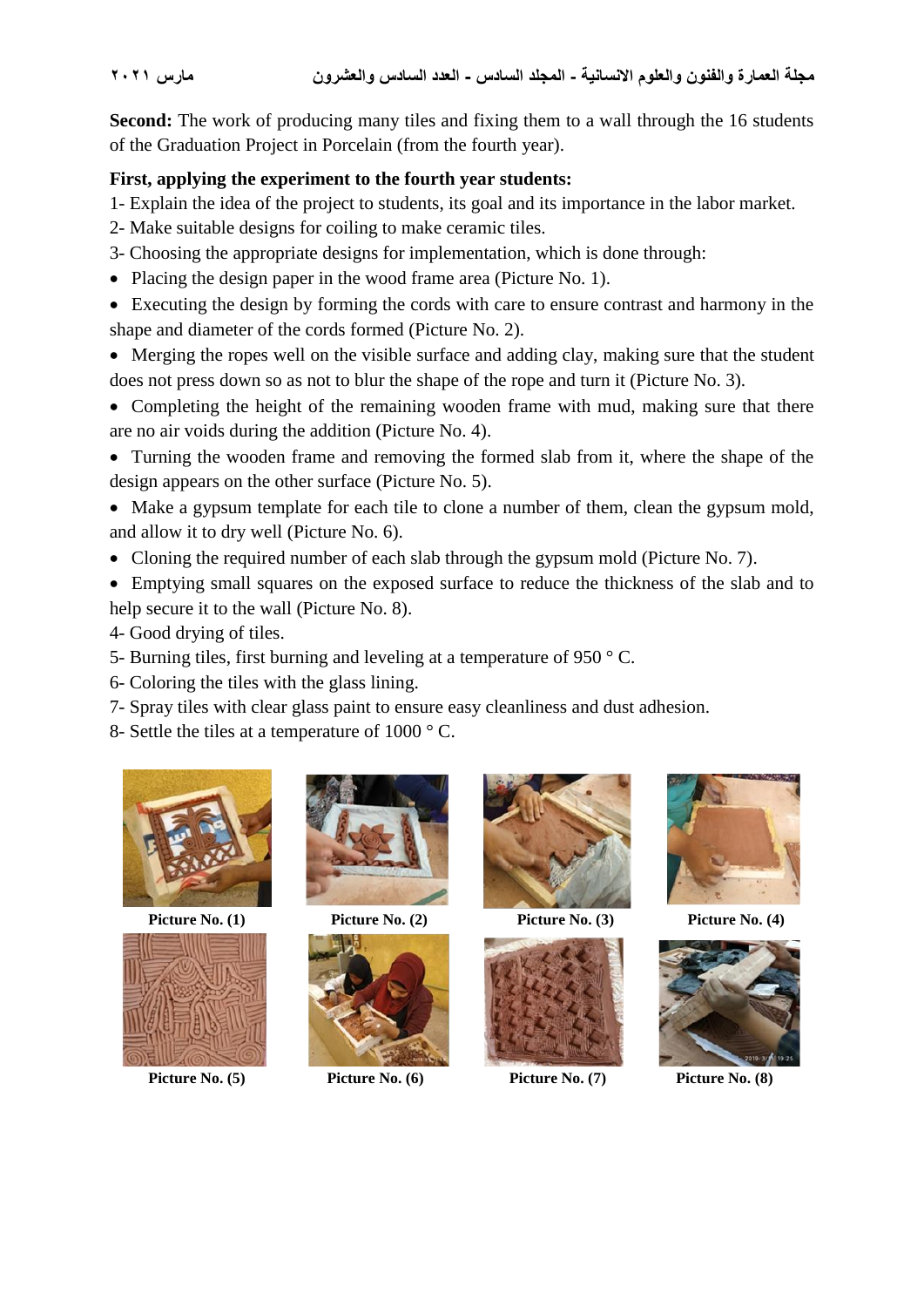**Second:** The work of producing many tiles and fixing them to a wall through the 16 students of the Graduation Project in Porcelain (from the fourth year).

**First, applying the experiment to the fourth year students:**

1- Explain the idea of the project to students, its goal and its importance in the labor market.
2- Make suitable designs for coiling to make ceramic tiles.
3- Choosing the appropriate designs for implementation, which is done through:

- Placing the design paper in the wood frame area (Picture No. 1).
- Executing the design by forming the cords with care to ensure contrast and harmony in the shape and diameter of the cords formed (Picture No. 2).
- Merging the ropes well on the visible surface and adding clay, making sure that the student does not press down so as not to blur the shape of the rope and turn it (Picture No. 3).
- Completing the height of the remaining wooden frame with mud, making sure that there are no air voids during the addition (Picture No. 4).
- Turning the wooden frame and removing the formed slab from it, where the shape of the design appears on the other surface (Picture No. 5).
- Make a gypsum template for each tile to clone a number of them, clean the gypsum mold, and allow it to dry well (Picture No. 6).
- Cloning the required number of each slab through the gypsum mold (Picture No. 7).
- Emptying small squares on the exposed surface to reduce the thickness of the slab and to help secure it to the wall (Picture No. 8).

4- Good drying of tiles.
5- Burning tiles, first burning and leveling at a temperature of 950 ° C.
6- Coloring the tiles with the glass lining.
7- Spray tiles with clear glass paint to ensure easy cleanliness and dust adhesion.
8- Settle the tiles at a temperature of 1000 ° C.

**Picture No. (1)**

**Picture No. (2)**

**Picture No. (3)**

**Picture No. (4)**

**Picture No. (5)**

**Picture No. (6)**

**Picture No. (7)**

**Picture No. (8)**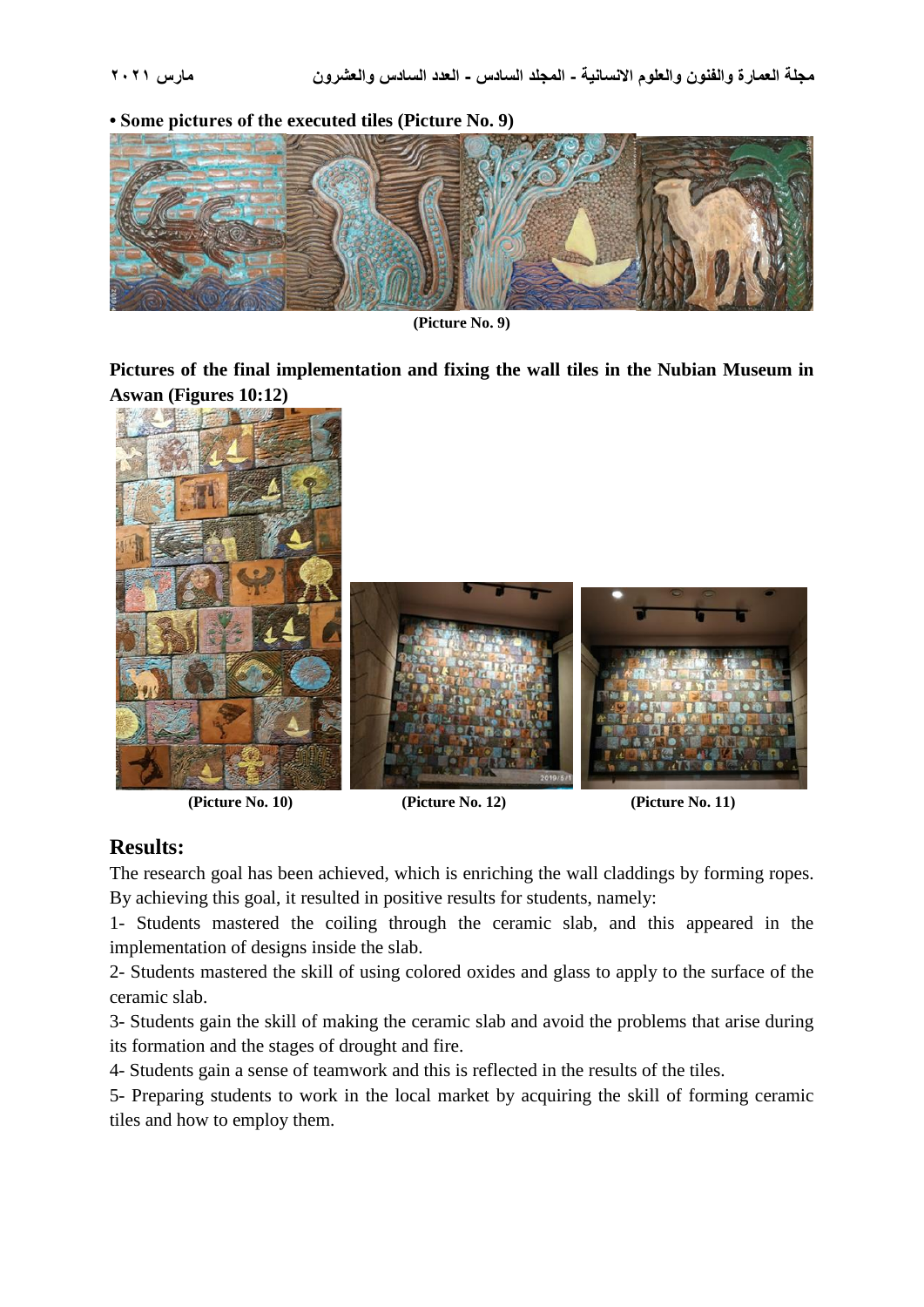• **Some pictures of the executed tiles (Picture No. 9)**

**(Picture No. 9)**

**Pictures of the final implementation and fixing the wall tiles in the Nubian Museum in Aswan (Figures 10:12)**

**(Picture No. 10)** **(Picture No. 12)** **(Picture No. 11)**

## Results:

The research goal has been achieved, which is enriching the wall claddings by forming ropes. By achieving this goal, it resulted in positive results for students, namely:

1- Students mastered the coiling through the ceramic slab, and this appeared in the implementation of designs inside the slab.

2- Students mastered the skill of using colored oxides and glass to apply to the surface of the ceramic slab.

3- Students gain the skill of making the ceramic slab and avoid the problems that arise during its formation and the stages of drought and fire.

4- Students gain a sense of teamwork and this is reflected in the results of the tiles.

5- Preparing students to work in the local market by acquiring the skill of forming ceramic tiles and how to employ them.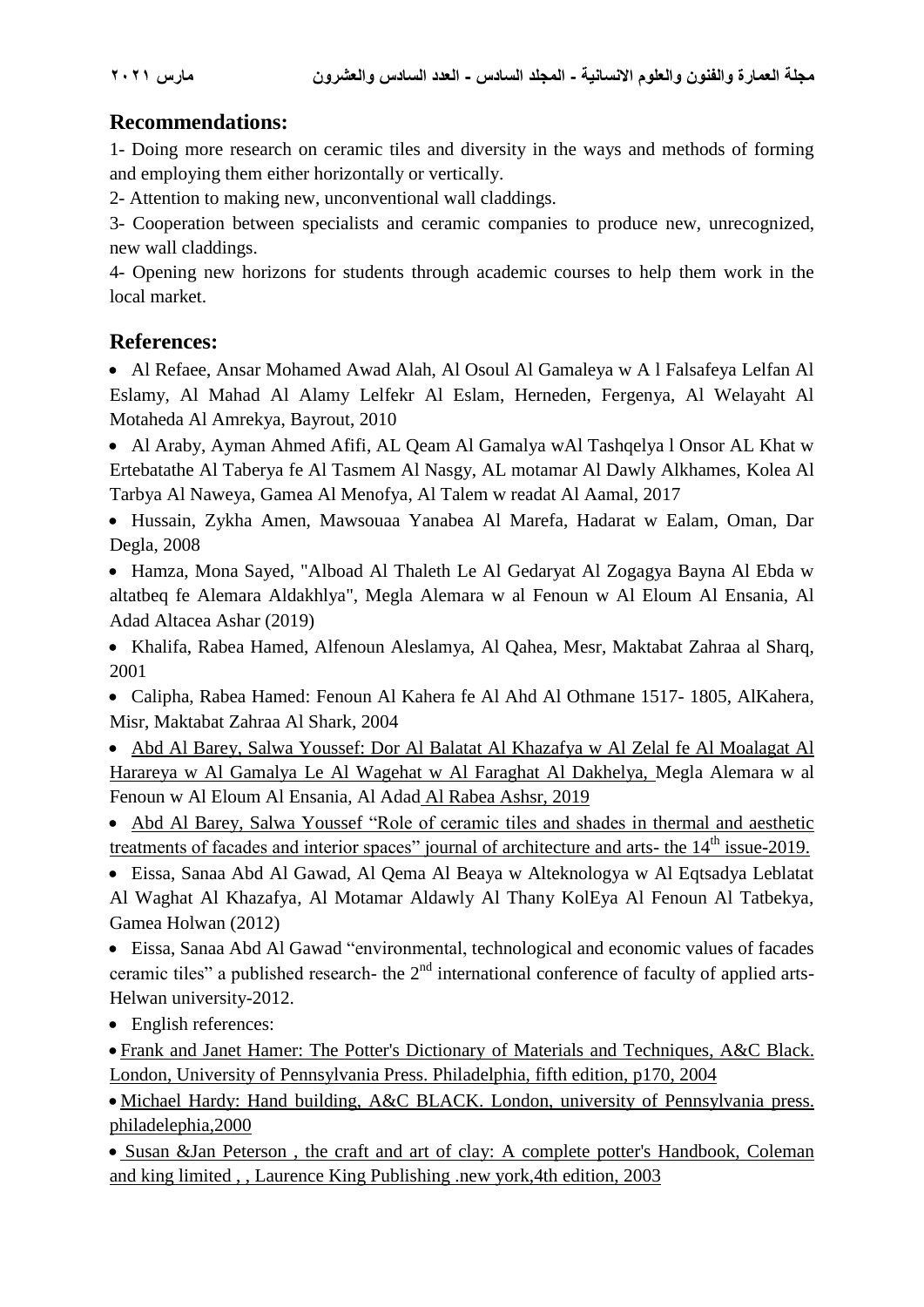## Recommendations:

1- Doing more research on ceramic tiles and diversity in the ways and methods of forming and employing them either horizontally or vertically.

2- Attention to making new, unconventional wall claddings.

3- Cooperation between specialists and ceramic companies to produce new, unrecognized, new wall claddings.

4- Opening new horizons for students through academic courses to help them work in the local market.

## References:

- Al Refaee, Ansar Mohamed Awad Alah, Al Osoul Al Gamaleya w A l Falsafeya Lelfan Al Eslamy, Al Mahad Al Alamy Lelfekr Al Eslam, Herneden, Fergenya, Al Welayaht Al Motaheda Al Amrekya, Bayrout, 2010
- Al Araby, Ayman Ahmed Afifi, AL Qeam Al Gamalya wAl Tashqelya l Onsor AL Khat w Ertebatathe Al Taberya fe Al Tasmem Al Nasgy, AL motamar Al Dawly Alkhames, Kolea Al Tarbya Al Naweya, Gamea Al Menofya, Al Talem w readat Al Aamal, 2017
- Hussain, Zykha Amen, Mawsouaa Yanabea Al Marefa, Hadarat w Ealam, Oman, Dar Degla, 2008
- Hamza, Mona Sayed, "Alboad Al Thaleth Le Al Gedaryat Al Zogagya Bayna Al Ebda w altatbeq fe Alemara Aldakhlya", Megla Alemara w al Fenoun w Al Eloum Al Ensania, Al Adad Altacea Ashar (2019)
- Khalifa, Rabea Hamed, Alfenoun Aleslamya, Al Qahea, Mesr, Maktabat Zahraa al Sharq, 2001
- Calipha, Rabea Hamed: Fenoun Al Kahera fe Al Ahd Al Othmane 1517- 1805, AlKahera, Misr, Maktabat Zahraa Al Shark, 2004
- Abd Al Barey, Salwa Youssef: Dor Al Balatat Al Khazafya w Al Zelal fe Al Moalagat Al Harareya w Al Gamalya Le Al Wagehat w Al Faraghat Al Dakhelya, Megla Alemara w al Fenoun w Al Eloum Al Ensania, Al Adad Al Rabea Ashsr, 2019
- Abd Al Barey, Salwa Youssef "Role of ceramic tiles and shades in thermal and aesthetic treatments of facades and interior spaces" journal of architecture and arts- the 14th issue-2019.
- Eissa, Sanaa Abd Al Gawad, Al Qema Al Beaya w Alteknologya w Al Eqtsadya Leblatat Al Waghat Al Khazafya, Al Motamar Aldawly Al Thany KolEya Al Fenoun Al Tatbekya, Gamea Holwan (2012)
- Eissa, Sanaa Abd Al Gawad "environmental, technological and economic values of facades ceramic tiles" a published research- the 2nd international conference of faculty of applied arts- Helwan university-2012.
- English references:
- Frank and Janet Hamer: The Potter's Dictionary of Materials and Techniques, A&C Black. London, University of Pennsylvania Press. Philadelphia, fifth edition, p170, 2004
- Michael Hardy: Hand building, A&C BLACK. London, university of Pennsylvania press. philadelephia,2000
- Susan &Jan Peterson , the craft and art of clay: A complete potter's Handbook, Coleman and king limited , , Laurence King Publishing .new york,4th edition, 2003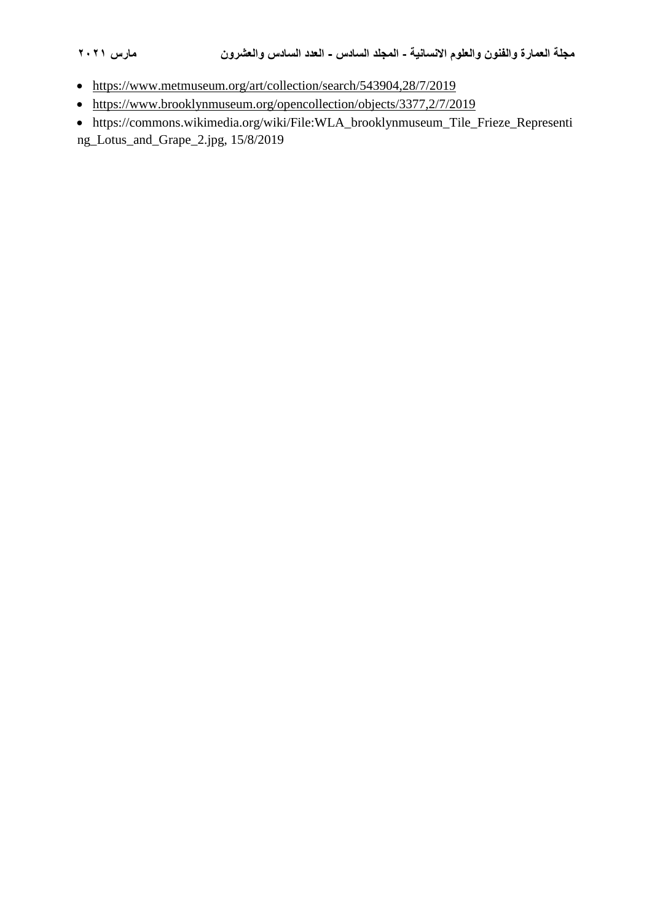- https://www.metmuseum.org/art/collection/search/543904,28/7/2019
- https://www.brooklynmuseum.org/opencollection/objects/3377,2/7/2019
- https://commons.wikimedia.org/wiki/File:WLA_brooklynmuseum_Tile_Frieze_Representing_Lotus_and_Grape_2.jpg, 15/8/2019